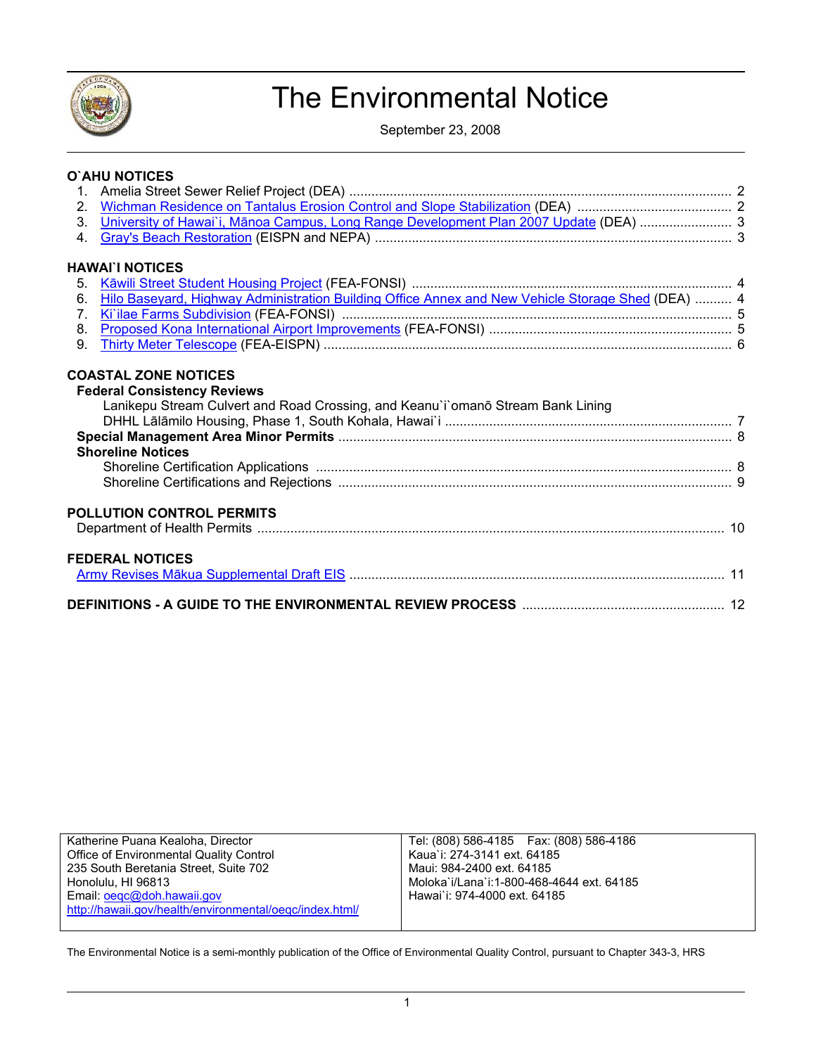# The Environmental Notice

September 23, 2008

## O`AHU NOTICES

1. Amelia Street Sewer Relief Project (DEA) .......... 2
2. Wichman Residence on Tantalus Erosion Control and Slope Stabilization (DEA) .......... 2
3. University of Hawai`i, Mānoa Campus, Long Range Development Plan 2007 Update (DEA) .......... 3
4. Gray's Beach Restoration (EISPN and NEPA) .......... 3

## HAWAI`I NOTICES

5. Kāwili Street Student Housing Project (FEA-FONSI) .......... 4
6. Hilo Baseyard, Highway Administration Building Office Annex and New Vehicle Storage Shed (DEA) .......... 4
7. Ki`ilae Farms Subdivision (FEA-FONSI) .......... 5
8. Proposed Kona International Airport Improvements (FEA-FONSI) .......... 5
9. Thirty Meter Telescope (FEA-EISPN) .......... 6

## COASTAL ZONE NOTICES

### Federal Consistency Reviews

Lanikepu Stream Culvert and Road Crossing, and Keanu`i`omanō Stream Bank Lining DHHL Lālāmilo Housing, Phase 1, South Kohala, Hawai`i .......... 7

### Special Management Area Minor Permits .......... 8

### Shoreline Notices

Shoreline Certification Applications .......... 8
Shoreline Certifications and Rejections .......... 9

## POLLUTION CONTROL PERMITS

Department of Health Permits .......... 10

## FEDERAL NOTICES

Army Revises Mākua Supplemental Draft EIS .......... 11

## DEFINITIONS - A GUIDE TO THE ENVIRONMENTAL REVIEW PROCESS .......... 12

| | |
|---|---|
| Katherine Puana Kealoha, Director<br>Office of Environmental Quality Control<br>235 South Beretania Street, Suite 702<br>Honolulu, HI 96813<br>Email: oeqc@doh.hawaii.gov<br>http://hawaii.gov/health/environmental/oeqc/index.html/ | Tel: (808) 586-4185 Fax: (808) 586-4186<br>Kaua`i: 274-3141 ext. 64185<br>Maui: 984-2400 ext. 64185<br>Moloka`i/Lana`i:1-800-468-4644 ext. 64185<br>Hawai`i: 974-4000 ext. 64185 |

The Environmental Notice is a semi-monthly publication of the Office of Environmental Quality Control, pursuant to Chapter 343-3, HRS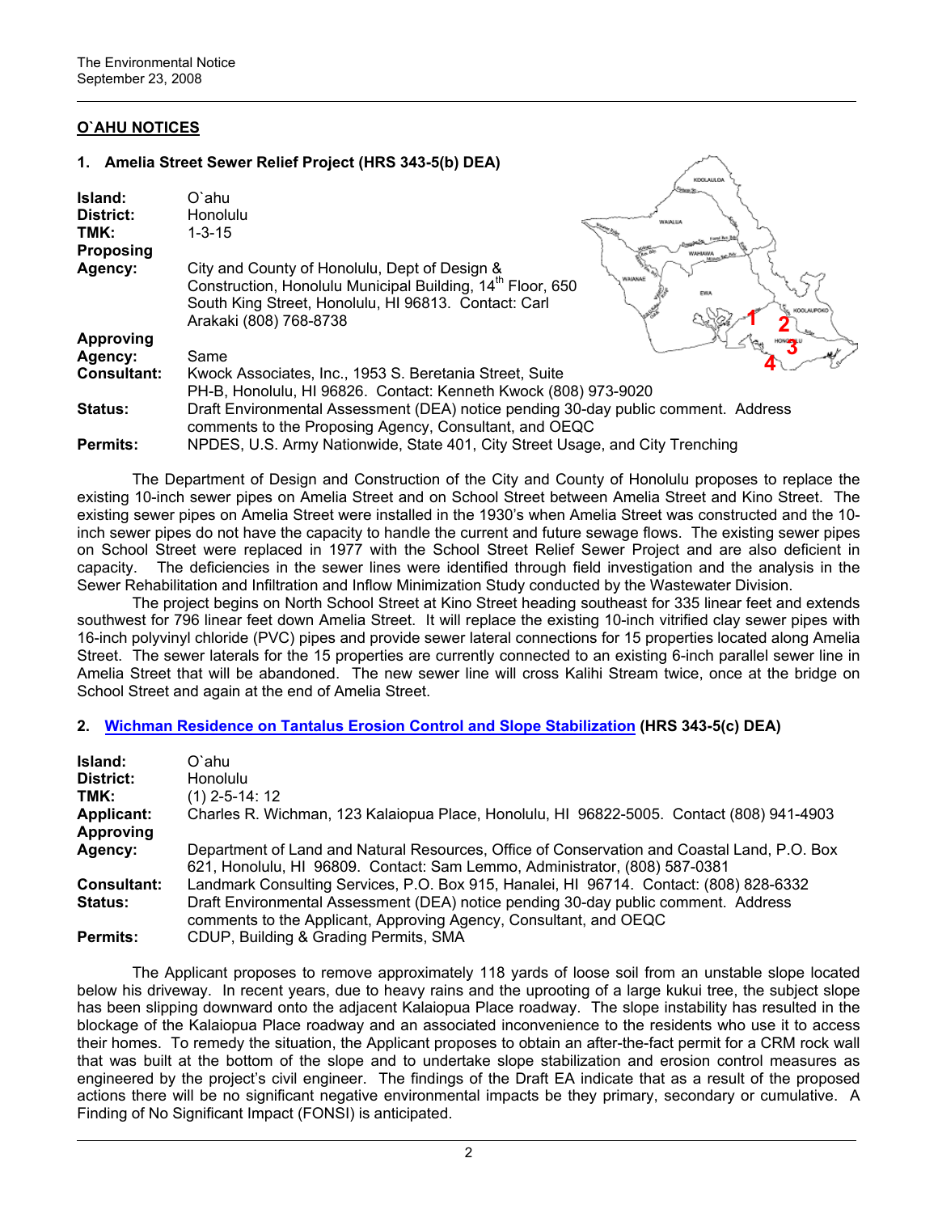## O`AHU NOTICES

### 1. Amelia Street Sewer Relief Project (HRS 343-5(b) DEA)

**Island:** O`ahu
**District:** Honolulu
**TMK:** 1-3-15
**Proposing Agency:** City and County of Honolulu, Dept of Design & Construction, Honolulu Municipal Building, 14th Floor, 650 South King Street, Honolulu, HI 96813. Contact: Carl Arakaki (808) 768-8738
**Approving Agency:** Same
**Consultant:** Kwock Associates, Inc., 1953 S. Beretania Street, Suite PH-B, Honolulu, HI 96826. Contact: Kenneth Kwock (808) 973-9020
**Status:** Draft Environmental Assessment (DEA) notice pending 30-day public comment. Address comments to the Proposing Agency, Consultant, and OEQC
**Permits:** NPDES, U.S. Army Nationwide, State 401, City Street Usage, and City Trenching

The Department of Design and Construction of the City and County of Honolulu proposes to replace the existing 10-inch sewer pipes on Amelia Street and on School Street between Amelia Street and Kino Street. The existing sewer pipes on Amelia Street were installed in the 1930's when Amelia Street was constructed and the 10-inch sewer pipes do not have the capacity to handle the current and future sewage flows. The existing sewer pipes on School Street were replaced in 1977 with the School Street Relief Sewer Project and are also deficient in capacity. The deficiencies in the sewer lines were identified through field investigation and the analysis in the Sewer Rehabilitation and Infiltration and Inflow Minimization Study conducted by the Wastewater Division.

The project begins on North School Street at Kino Street heading southeast for 335 linear feet and extends southwest for 796 linear feet down Amelia Street. It will replace the existing 10-inch vitrified clay sewer pipes with 16-inch polyvinyl chloride (PVC) pipes and provide sewer lateral connections for 15 properties located along Amelia Street. The sewer laterals for the 15 properties are currently connected to an existing 6-inch parallel sewer line in Amelia Street that will be abandoned. The new sewer line will cross Kalihi Stream twice, once at the bridge on School Street and again at the end of Amelia Street.

### 2. Wichman Residence on Tantalus Erosion Control and Slope Stabilization (HRS 343-5(c) DEA)

**Island:** O`ahu
**District:** Honolulu
**TMK:** (1) 2-5-14: 12
**Applicant:** Charles R. Wichman, 123 Kalaiopua Place, Honolulu, HI 96822-5005. Contact (808) 941-4903
**Approving Agency:** Department of Land and Natural Resources, Office of Conservation and Coastal Land, P.O. Box 621, Honolulu, HI 96809. Contact: Sam Lemmo, Administrator, (808) 587-0381
**Consultant:** Landmark Consulting Services, P.O. Box 915, Hanalei, HI 96714. Contact: (808) 826-6332
**Status:** Draft Environmental Assessment (DEA) notice pending 30-day public comment. Address comments to the Applicant, Approving Agency, Consultant, and OEQC
**Permits:** CDUP, Building & Grading Permits, SMA

The Applicant proposes to remove approximately 118 yards of loose soil from an unstable slope located below his driveway. In recent years, due to heavy rains and the uprooting of a large kukui tree, the subject slope has been slipping downward onto the adjacent Kalaiopua Place roadway. The slope instability has resulted in the blockage of the Kalaiopua Place roadway and an associated inconvenience to the residents who use it to access their homes. To remedy the situation, the Applicant proposes to obtain an after-the-fact permit for a CRM rock wall that was built at the bottom of the slope and to undertake slope stabilization and erosion control measures as engineered by the project's civil engineer. The findings of the Draft EA indicate that as a result of the proposed actions there will be no significant negative environmental impacts be they primary, secondary or cumulative. A Finding of No Significant Impact (FONSI) is anticipated.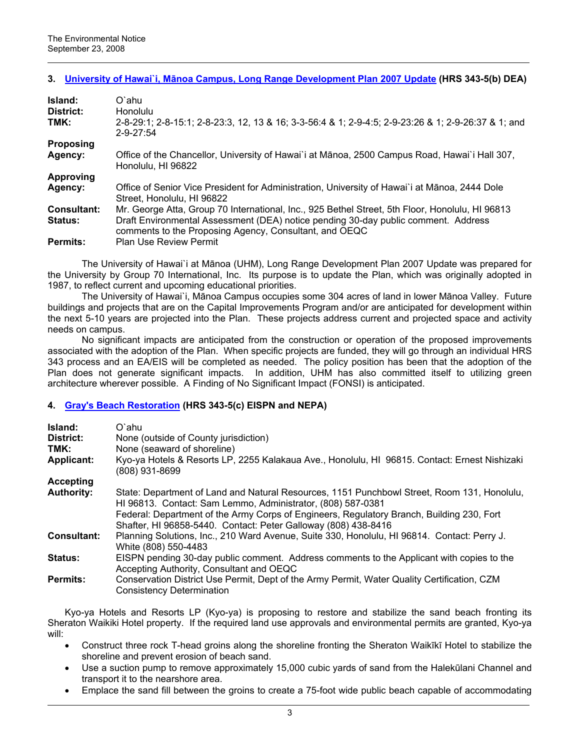## 3. University of Hawai`i, Mānoa Campus, Long Range Development Plan 2007 Update (HRS 343-5(b) DEA)

| | |
|---|---|
| **Island:** | O`ahu |
| **District:** | Honolulu |
| **TMK:** | 2-8-29:1; 2-8-15:1; 2-8-23:3, 12, 13 & 16; 3-3-56:4 & 1; 2-9-4:5; 2-9-23:26 & 1; 2-9-26:37 & 1; and 2-9-27:54 |
| **Proposing Agency:** | Office of the Chancellor, University of Hawai`i at Mānoa, 2500 Campus Road, Hawai`i Hall 307, Honolulu, HI 96822 |
| **Approving Agency:** | Office of Senior Vice President for Administration, University of Hawai`i at Mānoa, 2444 Dole Street, Honolulu, HI 96822 |
| **Consultant:** | Mr. George Atta, Group 70 International, Inc., 925 Bethel Street, 5th Floor, Honolulu, HI 96813 |
| **Status:** | Draft Environmental Assessment (DEA) notice pending 30-day public comment. Address comments to the Proposing Agency, Consultant, and OEQC |
| **Permits:** | Plan Use Review Permit |

The University of Hawai`i at Mānoa (UHM), Long Range Development Plan 2007 Update was prepared for the University by Group 70 International, Inc. Its purpose is to update the Plan, which was originally adopted in 1987, to reflect current and upcoming educational priorities.

The University of Hawai`i, Mānoa Campus occupies some 304 acres of land in lower Mānoa Valley. Future buildings and projects that are on the Capital Improvements Program and/or are anticipated for development within the next 5-10 years are projected into the Plan. These projects address current and projected space and activity needs on campus.

No significant impacts are anticipated from the construction or operation of the proposed improvements associated with the adoption of the Plan. When specific projects are funded, they will go through an individual HRS 343 process and an EA/EIS will be completed as needed. The policy position has been that the adoption of the Plan does not generate significant impacts. In addition, UHM has also committed itself to utilizing green architecture wherever possible. A Finding of No Significant Impact (FONSI) is anticipated.

## 4. Gray's Beach Restoration (HRS 343-5(c) EISPN and NEPA)

| | |
|---|---|
| **Island:** | O`ahu |
| **District:** | None (outside of County jurisdiction) |
| **TMK:** | None (seaward of shoreline) |
| **Applicant:** | Kyo-ya Hotels & Resorts LP, 2255 Kalakaua Ave., Honolulu, HI 96815. Contact: Ernest Nishizaki (808) 931-8699 |
| **Accepting Authority:** | State: Department of Land and Natural Resources, 1151 Punchbowl Street, Room 131, Honolulu, HI 96813. Contact: Sam Lemmo, Administrator, (808) 587-0381<br>Federal: Department of the Army Corps of Engineers, Regulatory Branch, Building 230, Fort Shafter, HI 96858-5440. Contact: Peter Galloway (808) 438-8416 |
| **Consultant:** | Planning Solutions, Inc., 210 Ward Avenue, Suite 330, Honolulu, HI 96814. Contact: Perry J. White (808) 550-4483 |
| **Status:** | EISPN pending 30-day public comment. Address comments to the Applicant with copies to the Accepting Authority, Consultant and OEQC |
| **Permits:** | Conservation District Use Permit, Dept of the Army Permit, Water Quality Certification, CZM Consistency Determination |

Kyo-ya Hotels and Resorts LP (Kyo-ya) is proposing to restore and stabilize the sand beach fronting its Sheraton Waikiki Hotel property. If the required land use approvals and environmental permits are granted, Kyo-ya will:

- Construct three rock T-head groins along the shoreline fronting the Sheraton Waikīkī Hotel to stabilize the shoreline and prevent erosion of beach sand.
- Use a suction pump to remove approximately 15,000 cubic yards of sand from the Halekūlani Channel and transport it to the nearshore area.
- Emplace the sand fill between the groins to create a 75-foot wide public beach capable of accommodating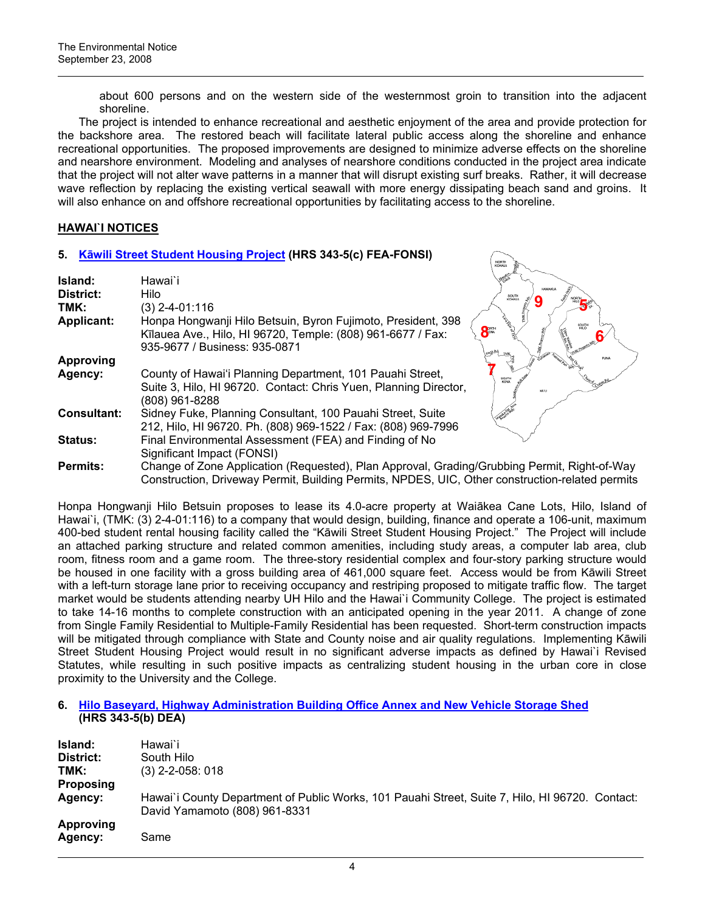about 600 persons and on the western side of the westernmost groin to transition into the adjacent shoreline.

The project is intended to enhance recreational and aesthetic enjoyment of the area and provide protection for the backshore area. The restored beach will facilitate lateral public access along the shoreline and enhance recreational opportunities. The proposed improvements are designed to minimize adverse effects on the shoreline and nearshore environment. Modeling and analyses of nearshore conditions conducted in the project area indicate that the project will not alter wave patterns in a manner that will disrupt existing surf breaks. Rather, it will decrease wave reflection by replacing the existing vertical seawall with more energy dissipating beach sand and groins. It will also enhance on and offshore recreational opportunities by facilitating access to the shoreline.

## HAWAI`I NOTICES

### 5. Kāwili Street Student Housing Project (HRS 343-5(c) FEA-FONSI)

**Island:** Hawai`i
**District:** Hilo
**TMK:** (3) 2-4-01:116
**Applicant:** Honpa Hongwanji Hilo Betsuin, Byron Fujimoto, President, 398 Kīlauea Ave., Hilo, HI 96720, Temple: (808) 961-6677 / Fax: 935-9677 / Business: 935-0871
**Approving Agency:** County of Hawaiʻi Planning Department, 101 Pauahi Street, Suite 3, Hilo, HI 96720. Contact: Chris Yuen, Planning Director, (808) 961-8288
**Consultant:** Sidney Fuke, Planning Consultant, 100 Pauahi Street, Suite 212, Hilo, HI 96720. Ph. (808) 969-1522 / Fax: (808) 969-7996
**Status:** Final Environmental Assessment (FEA) and Finding of No Significant Impact (FONSI)
**Permits:** Change of Zone Application (Requested), Plan Approval, Grading/Grubbing Permit, Right-of-Way Construction, Driveway Permit, Building Permits, NPDES, UIC, Other construction-related permits

Honpa Hongwanji Hilo Betsuin proposes to lease its 4.0-acre property at Waiākea Cane Lots, Hilo, Island of Hawai`i, (TMK: (3) 2-4-01:116) to a company that would design, building, finance and operate a 106-unit, maximum 400-bed student rental housing facility called the "Kāwili Street Student Housing Project." The Project will include an attached parking structure and related common amenities, including study areas, a computer lab area, club room, fitness room and a game room. The three-story residential complex and four-story parking structure would be housed in one facility with a gross building area of 461,000 square feet. Access would be from Kāwili Street with a left-turn storage lane prior to receiving occupancy and restriping proposed to mitigate traffic flow. The target market would be students attending nearby UH Hilo and the Hawai`i Community College. The project is estimated to take 14-16 months to complete construction with an anticipated opening in the year 2011. A change of zone from Single Family Residential to Multiple-Family Residential has been requested. Short-term construction impacts will be mitigated through compliance with State and County noise and air quality regulations. Implementing Kāwili Street Student Housing Project would result in no significant adverse impacts as defined by Hawai`i Revised Statutes, while resulting in such positive impacts as centralizing student housing in the urban core in close proximity to the University and the College.

### 6. Hilo Baseyard, Highway Administration Building Office Annex and New Vehicle Storage Shed (HRS 343-5(b) DEA)

**Island:** Hawai`i
**District:** South Hilo
**TMK:** (3) 2-2-058: 018
**Proposing Agency:** Hawai`i County Department of Public Works, 101 Pauahi Street, Suite 7, Hilo, HI 96720. Contact: David Yamamoto (808) 961-8331
**Approving Agency:** Same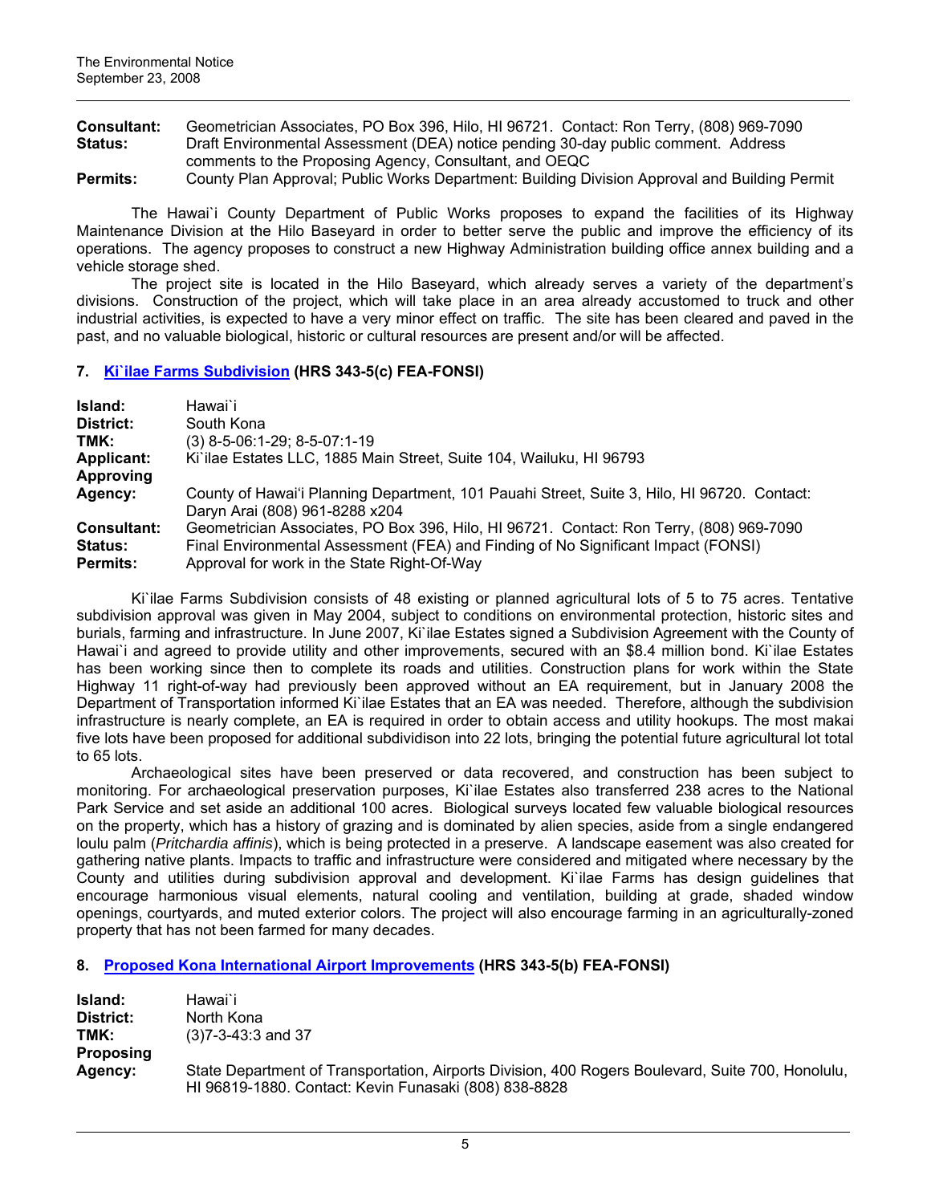**Consultant:** Geometrician Associates, PO Box 396, Hilo, HI 96721. Contact: Ron Terry, (808) 969-7090
**Status:** Draft Environmental Assessment (DEA) notice pending 30-day public comment. Address comments to the Proposing Agency, Consultant, and OEQC
**Permits:** County Plan Approval; Public Works Department: Building Division Approval and Building Permit

The Hawai`i County Department of Public Works proposes to expand the facilities of its Highway Maintenance Division at the Hilo Baseyard in order to better serve the public and improve the efficiency of its operations. The agency proposes to construct a new Highway Administration building office annex building and a vehicle storage shed.

The project site is located in the Hilo Baseyard, which already serves a variety of the department's divisions. Construction of the project, which will take place in an area already accustomed to truck and other industrial activities, is expected to have a very minor effect on traffic. The site has been cleared and paved in the past, and no valuable biological, historic or cultural resources are present and/or will be affected.

### 7. Ki`ilae Farms Subdivision (HRS 343-5(c) FEA-FONSI)

**Island:** Hawai`i
**District:** South Kona
**TMK:** (3) 8-5-06:1-29; 8-5-07:1-19
**Applicant:** Ki`ilae Estates LLC, 1885 Main Street, Suite 104, Wailuku, HI 96793
**Approving Agency:** County of Hawai'i Planning Department, 101 Pauahi Street, Suite 3, Hilo, HI 96720. Contact: Daryn Arai (808) 961-8288 x204
**Consultant:** Geometrician Associates, PO Box 396, Hilo, HI 96721. Contact: Ron Terry, (808) 969-7090
**Status:** Final Environmental Assessment (FEA) and Finding of No Significant Impact (FONSI)
**Permits:** Approval for work in the State Right-Of-Way

Ki`ilae Farms Subdivision consists of 48 existing or planned agricultural lots of 5 to 75 acres. Tentative subdivision approval was given in May 2004, subject to conditions on environmental protection, historic sites and burials, farming and infrastructure. In June 2007, Ki`ilae Estates signed a Subdivision Agreement with the County of Hawai`i and agreed to provide utility and other improvements, secured with an $8.4 million bond. Ki`ilae Estates has been working since then to complete its roads and utilities. Construction plans for work within the State Highway 11 right-of-way had previously been approved without an EA requirement, but in January 2008 the Department of Transportation informed Ki`ilae Estates that an EA was needed. Therefore, although the subdivision infrastructure is nearly complete, an EA is required in order to obtain access and utility hookups. The most makai five lots have been proposed for additional subdividison into 22 lots, bringing the potential future agricultural lot total to 65 lots.

Archaeological sites have been preserved or data recovered, and construction has been subject to monitoring. For archaeological preservation purposes, Ki`ilae Estates also transferred 238 acres to the National Park Service and set aside an additional 100 acres. Biological surveys located few valuable biological resources on the property, which has a history of grazing and is dominated by alien species, aside from a single endangered loulu palm (*Pritchardia affinis*), which is being protected in a preserve. A landscape easement was also created for gathering native plants. Impacts to traffic and infrastructure were considered and mitigated where necessary by the County and utilities during subdivision approval and development. Ki`ilae Farms has design guidelines that encourage harmonious visual elements, natural cooling and ventilation, building at grade, shaded window openings, courtyards, and muted exterior colors. The project will also encourage farming in an agriculturally-zoned property that has not been farmed for many decades.

### 8. Proposed Kona International Airport Improvements (HRS 343-5(b) FEA-FONSI)

**Island:** Hawai`i
**District:** North Kona
**TMK:** (3)7-3-43:3 and 37
**Proposing Agency:** State Department of Transportation, Airports Division, 400 Rogers Boulevard, Suite 700, Honolulu, HI 96819-1880. Contact: Kevin Funasaki (808) 838-8828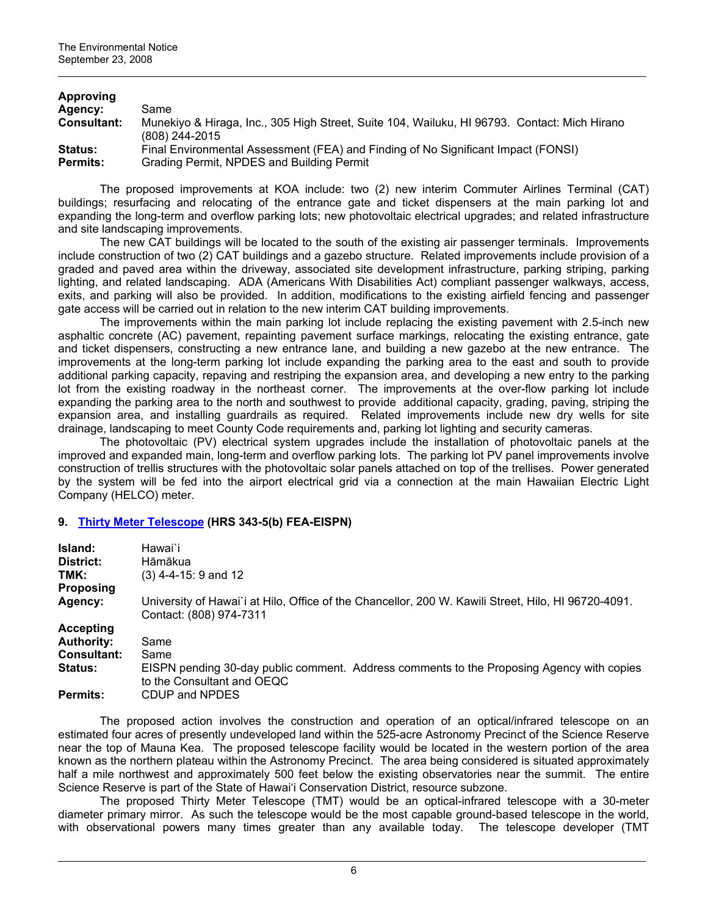**Approving Agency:** Same

**Consultant:** Munekiyo & Hiraga, Inc., 305 High Street, Suite 104, Wailuku, HI 96793. Contact: Mich Hirano (808) 244-2015

**Status:** Final Environmental Assessment (FEA) and Finding of No Significant Impact (FONSI)

**Permits:** Grading Permit, NPDES and Building Permit

The proposed improvements at KOA include: two (2) new interim Commuter Airlines Terminal (CAT) buildings; resurfacing and relocating of the entrance gate and ticket dispensers at the main parking lot and expanding the long-term and overflow parking lots; new photovoltaic electrical upgrades; and related infrastructure and site landscaping improvements.

The new CAT buildings will be located to the south of the existing air passenger terminals. Improvements include construction of two (2) CAT buildings and a gazebo structure. Related improvements include provision of a graded and paved area within the driveway, associated site development infrastructure, parking striping, parking lighting, and related landscaping. ADA (Americans With Disabilities Act) compliant passenger walkways, access, exits, and parking will also be provided. In addition, modifications to the existing airfield fencing and passenger gate access will be carried out in relation to the new interim CAT building improvements.

The improvements within the main parking lot include replacing the existing pavement with 2.5-inch new asphaltic concrete (AC) pavement, repainting pavement surface markings, relocating the existing entrance, gate and ticket dispensers, constructing a new entrance lane, and building a new gazebo at the new entrance. The improvements at the long-term parking lot include expanding the parking area to the east and south to provide additional parking capacity, repaving and restriping the expansion area, and developing a new entry to the parking lot from the existing roadway in the northeast corner. The improvements at the over-flow parking lot include expanding the parking area to the north and southwest to provide additional capacity, grading, paving, striping the expansion area, and installing guardrails as required. Related improvements include new dry wells for site drainage, landscaping to meet County Code requirements and, parking lot lighting and security cameras.

The photovoltaic (PV) electrical system upgrades include the installation of photovoltaic panels at the improved and expanded main, long-term and overflow parking lots. The parking lot PV panel improvements involve construction of trellis structures with the photovoltaic solar panels attached on top of the trellises. Power generated by the system will be fed into the airport electrical grid via a connection at the main Hawaiian Electric Light Company (HELCO) meter.

### 9. Thirty Meter Telescope (HRS 343-5(b) FEA-EISPN)

**Island:** Hawai`i

**District:** Hāmākua

**TMK:** (3) 4-4-15: 9 and 12

**Proposing Agency:** University of Hawai`i at Hilo, Office of the Chancellor, 200 W. Kawili Street, Hilo, HI 96720-4091. Contact: (808) 974-7311

**Accepting Authority:** Same

**Consultant:** Same

**Status:** EISPN pending 30-day public comment. Address comments to the Proposing Agency with copies to the Consultant and OEQC

**Permits:** CDUP and NPDES

The proposed action involves the construction and operation of an optical/infrared telescope on an estimated four acres of presently undeveloped land within the 525-acre Astronomy Precinct of the Science Reserve near the top of Mauna Kea. The proposed telescope facility would be located in the western portion of the area known as the northern plateau within the Astronomy Precinct. The area being considered is situated approximately half a mile northwest and approximately 500 feet below the existing observatories near the summit. The entire Science Reserve is part of the State of Hawai'i Conservation District, resource subzone.

The proposed Thirty Meter Telescope (TMT) would be an optical-infrared telescope with a 30-meter diameter primary mirror. As such the telescope would be the most capable ground-based telescope in the world, with observational powers many times greater than any available today. The telescope developer (TMT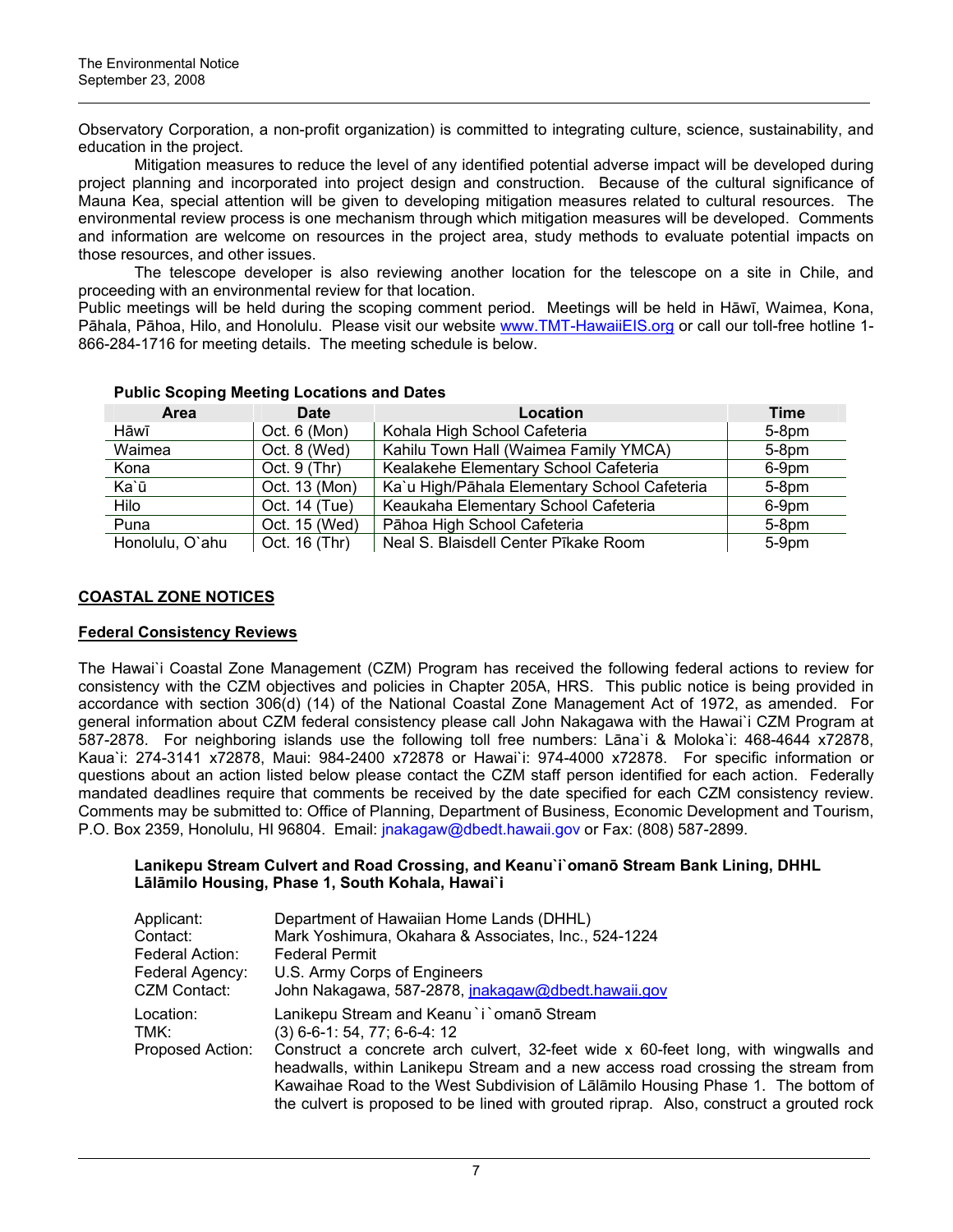Observatory Corporation, a non-profit organization) is committed to integrating culture, science, sustainability, and education in the project.

Mitigation measures to reduce the level of any identified potential adverse impact will be developed during project planning and incorporated into project design and construction. Because of the cultural significance of Mauna Kea, special attention will be given to developing mitigation measures related to cultural resources. The environmental review process is one mechanism through which mitigation measures will be developed. Comments and information are welcome on resources in the project area, study methods to evaluate potential impacts on those resources, and other issues.

The telescope developer is also reviewing another location for the telescope on a site in Chile, and proceeding with an environmental review for that location.

Public meetings will be held during the scoping comment period. Meetings will be held in Hāwī, Waimea, Kona, Pāhala, Pāhoa, Hilo, and Honolulu. Please visit our website www.TMT-HawaiiEIS.org or call our toll-free hotline 1-866-284-1716 for meeting details. The meeting schedule is below.

**Public Scoping Meeting Locations and Dates**

| Area | Date | Location | Time |
|---|---|---|---|
| Hāwī | Oct. 6 (Mon) | Kohala High School Cafeteria | 5-8pm |
| Waimea | Oct. 8 (Wed) | Kahilu Town Hall (Waimea Family YMCA) | 5-8pm |
| Kona | Oct. 9 (Thr) | Kealakehe Elementary School Cafeteria | 6-9pm |
| Ka`ū | Oct. 13 (Mon) | Ka`u High/Pāhala Elementary School Cafeteria | 5-8pm |
| Hilo | Oct. 14 (Tue) | Keaukaha Elementary School Cafeteria | 6-9pm |
| Puna | Oct. 15 (Wed) | Pāhoa High School Cafeteria | 5-8pm |
| Honolulu, O`ahu | Oct. 16 (Thr) | Neal S. Blaisdell Center Pīkake Room | 5-9pm |

## COASTAL ZONE NOTICES

### Federal Consistency Reviews

The Hawai`i Coastal Zone Management (CZM) Program has received the following federal actions to review for consistency with the CZM objectives and policies in Chapter 205A, HRS. This public notice is being provided in accordance with section 306(d) (14) of the National Coastal Zone Management Act of 1972, as amended. For general information about CZM federal consistency please call John Nakagawa with the Hawai`i CZM Program at 587-2878. For neighboring islands use the following toll free numbers: Lāna`i & Moloka`i: 468-4644 x72878, Kaua`i: 274-3141 x72878, Maui: 984-2400 x72878 or Hawai`i: 974-4000 x72878. For specific information or questions about an action listed below please contact the CZM staff person identified for each action. Federally mandated deadlines require that comments be received by the date specified for each CZM consistency review. Comments may be submitted to: Office of Planning, Department of Business, Economic Development and Tourism, P.O. Box 2359, Honolulu, HI 96804. Email: jnakagaw@dbedt.hawaii.gov or Fax: (808) 587-2899.

#### Lanikepu Stream Culvert and Road Crossing, and Keanu`i`omanō Stream Bank Lining, DHHL Lālāmilo Housing, Phase 1, South Kohala, Hawai`i

| | |
|---|---|
| Applicant: | Department of Hawaiian Home Lands (DHHL) |
| Contact: | Mark Yoshimura, Okahara & Associates, Inc., 524-1224 |
| Federal Action: | Federal Permit |
| Federal Agency: | U.S. Army Corps of Engineers |
| CZM Contact: | John Nakagawa, 587-2878, jnakagaw@dbedt.hawaii.gov |
| Location: | Lanikepu Stream and Keanu`i`omanō Stream |
| TMK: | (3) 6-6-1: 54, 77; 6-6-4: 12 |
| Proposed Action: | Construct a concrete arch culvert, 32-feet wide x 60-feet long, with wingwalls and headwalls, within Lanikepu Stream and a new access road crossing the stream from Kawaihae Road to the West Subdivision of Lālāmilo Housing Phase 1. The bottom of the culvert is proposed to be lined with grouted riprap. Also, construct a grouted rock |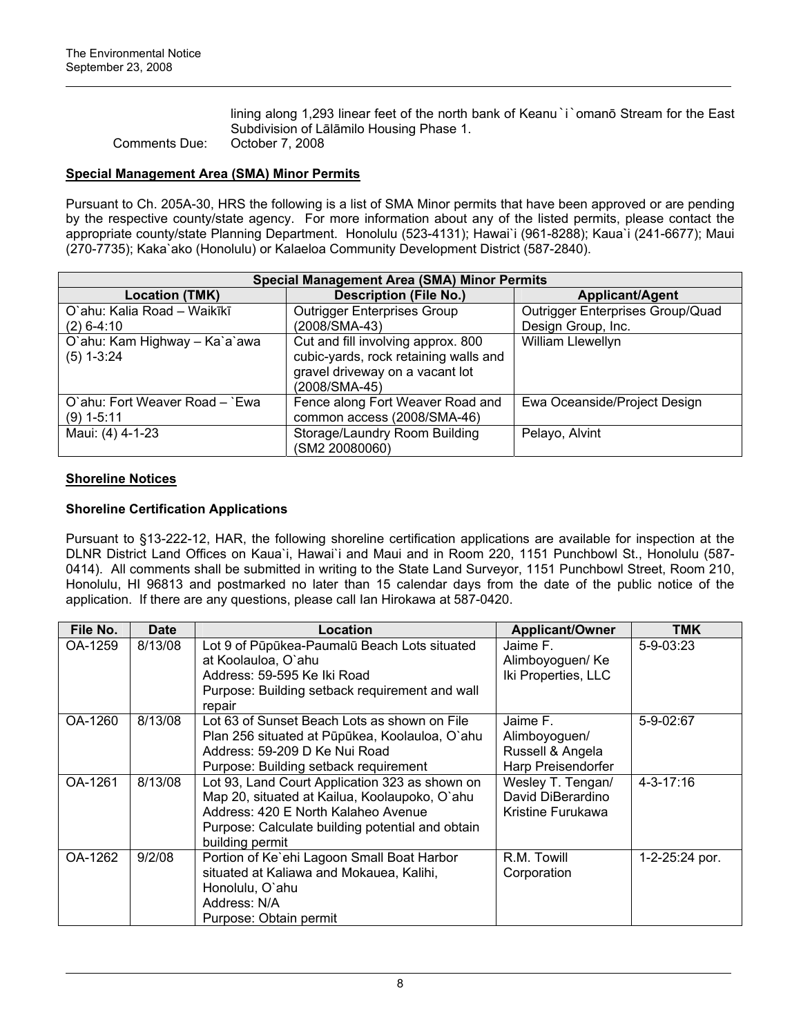lining along 1,293 linear feet of the north bank of Keanu`i`omanō Stream for the East Subdivision of Lālāmilo Housing Phase 1.

Comments Due: October 7, 2008

## Special Management Area (SMA) Minor Permits

Pursuant to Ch. 205A-30, HRS the following is a list of SMA Minor permits that have been approved or are pending by the respective county/state agency. For more information about any of the listed permits, please contact the appropriate county/state Planning Department. Honolulu (523-4131); Hawai`i (961-8288); Kaua`i (241-6677); Maui (270-7735); Kaka`ako (Honolulu) or Kalaeloa Community Development District (587-2840).

| Special Management Area (SMA) Minor Permits | | |
|---|---|---|
| **Location (TMK)** | **Description (File No.)** | **Applicant/Agent** |
| O`ahu: Kalia Road – Waikīkī (2) 6-4:10 | Outrigger Enterprises Group (2008/SMA-43) | Outrigger Enterprises Group/Quad Design Group, Inc. |
| O`ahu: Kam Highway – Ka`a`awa (5) 1-3:24 | Cut and fill involving approx. 800 cubic-yards, rock retaining walls and gravel driveway on a vacant lot (2008/SMA-45) | William Llewellyn |
| O`ahu: Fort Weaver Road – `Ewa (9) 1-5:11 | Fence along Fort Weaver Road and common access (2008/SMA-46) | Ewa Oceanside/Project Design |
| Maui: (4) 4-1-23 | Storage/Laundry Room Building (SM2 20080060) | Pelayo, Alvint |

## Shoreline Notices

### Shoreline Certification Applications

Pursuant to §13-222-12, HAR, the following shoreline certification applications are available for inspection at the DLNR District Land Offices on Kaua`i, Hawai`i and Maui and in Room 220, 1151 Punchbowl St., Honolulu (587-0414). All comments shall be submitted in writing to the State Land Surveyor, 1151 Punchbowl Street, Room 210, Honolulu, HI 96813 and postmarked no later than 15 calendar days from the date of the public notice of the application. If there are any questions, please call Ian Hirokawa at 587-0420.

| File No. | Date | Location | Applicant/Owner | TMK |
|---|---|---|---|---|
| OA-1259 | 8/13/08 | Lot 9 of Pūpūkea-Paumalū Beach Lots situated at Koolauloa, O`ahu<br>Address: 59-595 Ke Iki Road<br>Purpose: Building setback requirement and wall repair | Jaime F. Alimboyoguen/ Ke Iki Properties, LLC | 5-9-03:23 |
| OA-1260 | 8/13/08 | Lot 63 of Sunset Beach Lots as shown on File Plan 256 situated at Pūpūkea, Koolauloa, O`ahu<br>Address: 59-209 D Ke Nui Road<br>Purpose: Building setback requirement | Jaime F. Alimboyoguen/ Russell & Angela Harp Preisendorfer | 5-9-02:67 |
| OA-1261 | 8/13/08 | Lot 93, Land Court Application 323 as shown on Map 20, situated at Kailua, Koolaupoko, O`ahu<br>Address: 420 E North Kalaheo Avenue<br>Purpose: Calculate building potential and obtain building permit | Wesley T. Tengan/ David DiBerardino Kristine Furukawa | 4-3-17:16 |
| OA-1262 | 9/2/08 | Portion of Ke`ehi Lagoon Small Boat Harbor situated at Kaliawa and Mokauea, Kalihi, Honolulu, O`ahu<br>Address: N/A<br>Purpose: Obtain permit | R.M. Towill Corporation | 1-2-25:24 por. |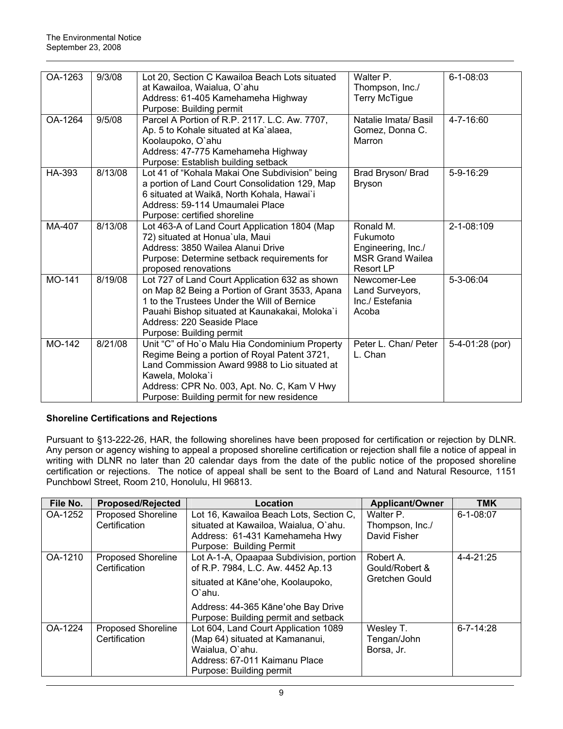| OA-1263 | 9/3/08 | Lot 20, Section C Kawailoa Beach Lots situated at Kawailoa, Waialua, O`ahu<br>Address: 61-405 Kamehameha Highway<br>Purpose: Building permit | Walter P. Thompson, Inc./ Terry McTigue | 6-1-08:03 |
|---|---|---|---|---|
| OA-1264 | 9/5/08 | Parcel A Portion of R.P. 2117. L.C. Aw. 7707, Ap. 5 to Kohale situated at Ka`alaea, Koolaupoko, O`ahu<br>Address: 47-775 Kamehameha Highway<br>Purpose: Establish building setback | Natalie Imata/ Basil Gomez, Donna C. Marron | 4-7-16:60 |
| HA-393 | 8/13/08 | Lot 41 of "Kohala Makai One Subdivision" being a portion of Land Court Consolidation 129, Map 6 situated at Waikā, North Kohala, Hawai`i<br>Address: 59-114 Umaumalei Place<br>Purpose: certified shoreline | Brad Bryson/ Brad Bryson | 5-9-16:29 |
| MA-407 | 8/13/08 | Lot 463-A of Land Court Application 1804 (Map 72) situated at Honua`ula, Maui<br>Address: 3850 Wailea Alanui Drive<br>Purpose: Determine setback requirements for proposed renovations | Ronald M. Fukumoto Engineering, Inc./ MSR Grand Wailea Resort LP | 2-1-08:109 |
| MO-141 | 8/19/08 | Lot 727 of Land Court Application 632 as shown on Map 82 Being a Portion of Grant 3533, Apana 1 to the Trustees Under the Will of Bernice Pauahi Bishop situated at Kaunakakai, Moloka`i<br>Address: 220 Seaside Place<br>Purpose: Building permit | Newcomer-Lee Land Surveyors, Inc./ Estefania Acoba | 5-3-06:04 |
| MO-142 | 8/21/08 | Unit "C" of Ho`o Malu Hia Condominium Property Regime Being a portion of Royal Patent 3721, Land Commission Award 9988 to Lio situated at Kawela, Moloka`i<br>Address: CPR No. 003, Apt. No. C, Kam V Hwy<br>Purpose: Building permit for new residence | Peter L. Chan/ Peter L. Chan | 5-4-01:28 (por) |

### Shoreline Certifications and Rejections

Pursuant to §13-222-26, HAR, the following shorelines have been proposed for certification or rejection by DLNR. Any person or agency wishing to appeal a proposed shoreline certification or rejection shall file a notice of appeal in writing with DLNR no later than 20 calendar days from the date of the public notice of the proposed shoreline certification or rejections. The notice of appeal shall be sent to the Board of Land and Natural Resource, 1151 Punchbowl Street, Room 210, Honolulu, HI 96813.

| File No. | Proposed/Rejected | Location | Applicant/Owner | TMK |
|---|---|---|---|---|
| OA-1252 | Proposed Shoreline Certification | Lot 16, Kawailoa Beach Lots, Section C, situated at Kawailoa, Waialua, O`ahu.<br>Address: 61-431 Kamehameha Hwy<br>Purpose: Building Permit | Walter P. Thompson, Inc./ David Fisher | 6-1-08:07 |
| OA-1210 | Proposed Shoreline Certification | Lot A-1-A, Opaapaa Subdivision, portion of R.P. 7984, L.C. Aw. 4452 Ap.13<br>situated at Kāneʻohe, Koolaupoko, O`ahu.<br>Address: 44-365 Kāneʻohe Bay Drive<br>Purpose: Building permit and setback | Robert A. Gould/Robert & Gretchen Gould | 4-4-21:25 |
| OA-1224 | Proposed Shoreline Certification | Lot 604, Land Court Application 1089 (Map 64) situated at Kamananui, Waialua, O`ahu.<br>Address: 67-011 Kaimanu Place<br>Purpose: Building permit | Wesley T. Tengan/John Borsa, Jr. | 6-7-14:28 |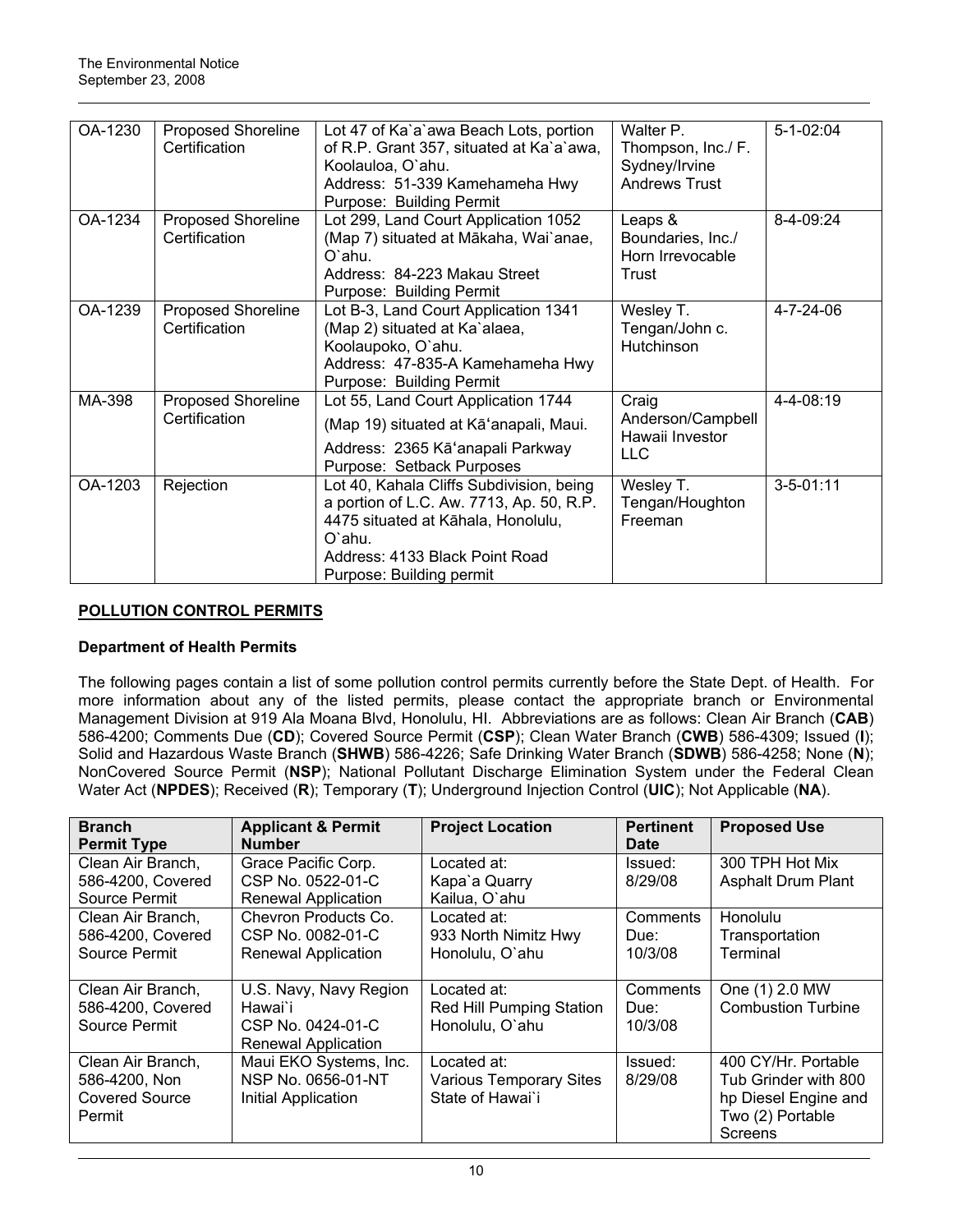| OA-1230 | Proposed Shoreline Certification | Lot 47 of Ka`a`awa Beach Lots, portion of R.P. Grant 357, situated at Ka`a`awa, Koolauloa, O`ahu.<br>Address: 51-339 Kamehameha Hwy<br>Purpose: Building Permit | Walter P. Thompson, Inc./ F. Sydney/Irvine Andrews Trust | 5-1-02:04 |
|---|---|---|---|---|
| OA-1234 | Proposed Shoreline Certification | Lot 299, Land Court Application 1052 (Map 7) situated at Mākaha, Wai`anae, O`ahu.<br>Address: 84-223 Makau Street<br>Purpose: Building Permit | Leaps & Boundaries, Inc./ Horn Irrevocable Trust | 8-4-09:24 |
| OA-1239 | Proposed Shoreline Certification | Lot B-3, Land Court Application 1341 (Map 2) situated at Ka`alaea, Koolaupoko, O`ahu.<br>Address: 47-835-A Kamehameha Hwy<br>Purpose: Building Permit | Wesley T. Tengan/John c. Hutchinson | 4-7-24-06 |
| MA-398 | Proposed Shoreline Certification | Lot 55, Land Court Application 1744 (Map 19) situated at Kāʻanapali, Maui.<br>Address: 2365 Kāʻanapali Parkway<br>Purpose: Setback Purposes | Craig Anderson/Campbell Hawaii Investor LLC | 4-4-08:19 |
| OA-1203 | Rejection | Lot 40, Kahala Cliffs Subdivision, being a portion of L.C. Aw. 7713, Ap. 50, R.P. 4475 situated at Kāhala, Honolulu, O`ahu.<br>Address: 4133 Black Point Road<br>Purpose: Building permit | Wesley T. Tengan/Houghton Freeman | 3-5-01:11 |

## POLLUTION CONTROL PERMITS

### Department of Health Permits

The following pages contain a list of some pollution control permits currently before the State Dept. of Health. For more information about any of the listed permits, please contact the appropriate branch or Environmental Management Division at 919 Ala Moana Blvd, Honolulu, HI. Abbreviations are as follows: Clean Air Branch (**CAB**) 586-4200; Comments Due (**CD**); Covered Source Permit (**CSP**); Clean Water Branch (**CWB**) 586-4309; Issued (**I**); Solid and Hazardous Waste Branch (**SHWB**) 586-4226; Safe Drinking Water Branch (**SDWB**) 586-4258; None (**N**); NonCovered Source Permit (**NSP**); National Pollutant Discharge Elimination System under the Federal Clean Water Act (**NPDES**); Received (**R**); Temporary (**T**); Underground Injection Control (**UIC**); Not Applicable (**NA**).

| Branch Permit Type | Applicant & Permit Number | Project Location | Pertinent Date | Proposed Use |
|---|---|---|---|---|
| Clean Air Branch, 586-4200, Covered Source Permit | Grace Pacific Corp.<br>CSP No. 0522-01-C<br>Renewal Application | Located at:<br>Kapa`a Quarry<br>Kailua, O`ahu | Issued: 8/29/08 | 300 TPH Hot Mix Asphalt Drum Plant |
| Clean Air Branch, 586-4200, Covered Source Permit | Chevron Products Co.<br>CSP No. 0082-01-C<br>Renewal Application | Located at:<br>933 North Nimitz Hwy<br>Honolulu, O`ahu | Comments Due: 10/3/08 | Honolulu Transportation Terminal |
| Clean Air Branch, 586-4200, Covered Source Permit | U.S. Navy, Navy Region Hawai`i<br>CSP No. 0424-01-C<br>Renewal Application | Located at:<br>Red Hill Pumping Station<br>Honolulu, O`ahu | Comments Due: 10/3/08 | One (1) 2.0 MW Combustion Turbine |
| Clean Air Branch, 586-4200, Non Covered Source Permit | Maui EKO Systems, Inc.<br>NSP No. 0656-01-NT<br>Initial Application | Located at:<br>Various Temporary Sites<br>State of Hawai`i | Issued: 8/29/08 | 400 CY/Hr. Portable Tub Grinder with 800 hp Diesel Engine and Two (2) Portable Screens |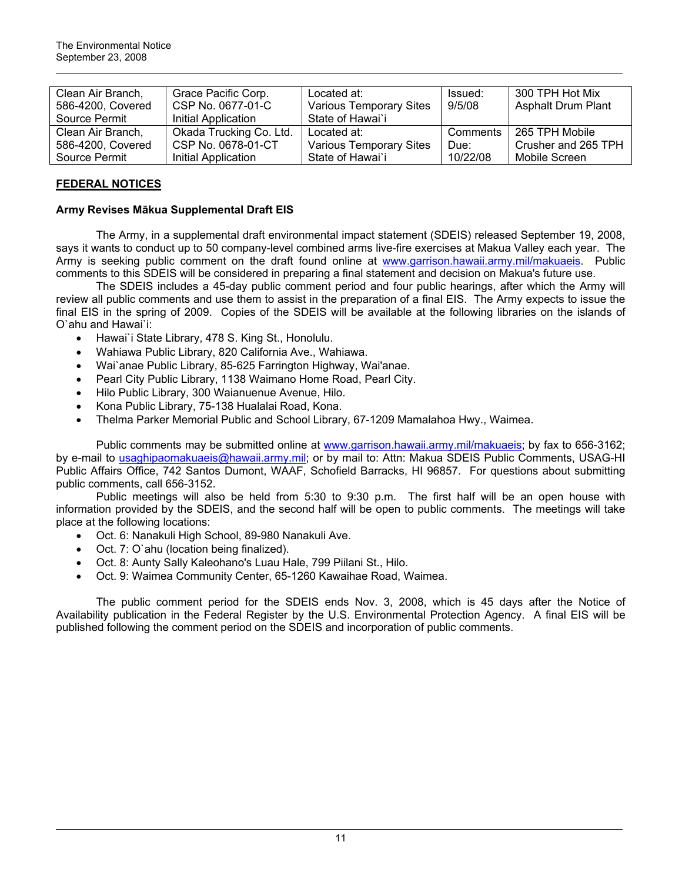| Clean Air Branch, 586-4200, Covered Source Permit | Grace Pacific Corp. CSP No. 0677-01-C Initial Application | Located at: Various Temporary Sites State of Hawai`i | Issued: 9/5/08 | 300 TPH Hot Mix Asphalt Drum Plant |
|---|---|---|---|---|
| Clean Air Branch, 586-4200, Covered Source Permit | Okada Trucking Co. Ltd. CSP No. 0678-01-CT Initial Application | Located at: Various Temporary Sites State of Hawai`i | Comments Due: 10/22/08 | 265 TPH Mobile Crusher and 265 TPH Mobile Screen |

## FEDERAL NOTICES

### Army Revises Mākua Supplemental Draft EIS

The Army, in a supplemental draft environmental impact statement (SDEIS) released September 19, 2008, says it wants to conduct up to 50 company-level combined arms live-fire exercises at Makua Valley each year. The Army is seeking public comment on the draft found online at www.garrison.hawaii.army.mil/makuaeis. Public comments to this SDEIS will be considered in preparing a final statement and decision on Makua's future use.

The SDEIS includes a 45-day public comment period and four public hearings, after which the Army will review all public comments and use them to assist in the preparation of a final EIS. The Army expects to issue the final EIS in the spring of 2009. Copies of the SDEIS will be available at the following libraries on the islands of O`ahu and Hawai`i:

- Hawai`i State Library, 478 S. King St., Honolulu.
- Wahiawa Public Library, 820 California Ave., Wahiawa.
- Wai`anae Public Library, 85-625 Farrington Highway, Wai'anae.
- Pearl City Public Library, 1138 Waimano Home Road, Pearl City.
- Hilo Public Library, 300 Waianuenue Avenue, Hilo.
- Kona Public Library, 75-138 Hualalai Road, Kona.
- Thelma Parker Memorial Public and School Library, 67-1209 Mamalahoa Hwy., Waimea.

Public comments may be submitted online at www.garrison.hawaii.army.mil/makuaeis; by fax to 656-3162; by e-mail to usaghipaomakuaeis@hawaii.army.mil; or by mail to: Attn: Makua SDEIS Public Comments, USAG-HI Public Affairs Office, 742 Santos Dumont, WAAF, Schofield Barracks, HI 96857. For questions about submitting public comments, call 656-3152.

Public meetings will also be held from 5:30 to 9:30 p.m. The first half will be an open house with information provided by the SDEIS, and the second half will be open to public comments. The meetings will take place at the following locations:

- Oct. 6: Nanakuli High School, 89-980 Nanakuli Ave.
- Oct. 7: O`ahu (location being finalized).
- Oct. 8: Aunty Sally Kaleohano's Luau Hale, 799 Piilani St., Hilo.
- Oct. 9: Waimea Community Center, 65-1260 Kawaihae Road, Waimea.

The public comment period for the SDEIS ends Nov. 3, 2008, which is 45 days after the Notice of Availability publication in the Federal Register by the U.S. Environmental Protection Agency. A final EIS will be published following the comment period on the SDEIS and incorporation of public comments.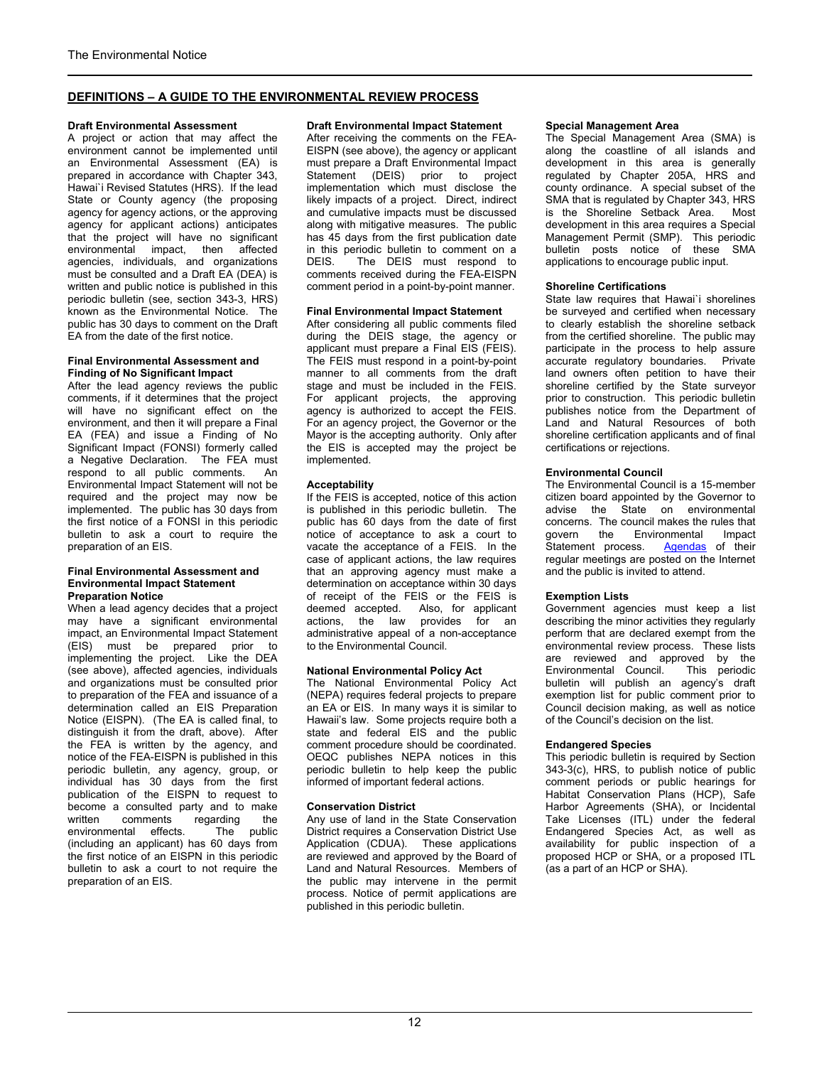## DEFINITIONS – A GUIDE TO THE ENVIRONMENTAL REVIEW PROCESS

### Draft Environmental Assessment

A project or action that may affect the environment cannot be implemented until an Environmental Assessment (EA) is prepared in accordance with Chapter 343, Hawai`i Revised Statutes (HRS). If the lead State or County agency (the proposing agency for agency actions, or the approving agency for applicant actions) anticipates that the project will have no significant environmental impact, then affected agencies, individuals, and organizations must be consulted and a Draft EA (DEA) is written and public notice is published in this periodic bulletin (see, section 343-3, HRS) known as the Environmental Notice. The public has 30 days to comment on the Draft EA from the date of the first notice.

### Final Environmental Assessment and Finding of No Significant Impact

After the lead agency reviews the public comments, if it determines that the project will have no significant effect on the environment, and then it will prepare a Final EA (FEA) and issue a Finding of No Significant Impact (FONSI) formerly called a Negative Declaration. The FEA must respond to all public comments. An Environmental Impact Statement will not be required and the project may now be implemented. The public has 30 days from the first notice of a FONSI in this periodic bulletin to ask a court to require the preparation of an EIS.

### Final Environmental Assessment and Environmental Impact Statement Preparation Notice

When a lead agency decides that a project may have a significant environmental impact, an Environmental Impact Statement (EIS) must be prepared prior to implementing the project. Like the DEA (see above), affected agencies, individuals and organizations must be consulted prior to preparation of the FEA and issuance of a determination called an EIS Preparation Notice (EISPN). (The EA is called final, to distinguish it from the draft, above). After the FEA is written by the agency, and notice of the FEA-EISPN is published in this periodic bulletin, any agency, group, or individual has 30 days from the first publication of the EISPN to request to become a consulted party and to make written comments regarding the environmental effects. The public (including an applicant) has 60 days from the first notice of an EISPN in this periodic bulletin to ask a court to not require the preparation of an EIS.

### Draft Environmental Impact Statement

After receiving the comments on the FEA-EISPN (see above), the agency or applicant must prepare a Draft Environmental Impact Statement (DEIS) prior to project implementation which must disclose the likely impacts of a project. Direct, indirect and cumulative impacts must be discussed along with mitigative measures. The public has 45 days from the first publication date in this periodic bulletin to comment on a DEIS. The DEIS must respond to comments received during the FEA-EISPN comment period in a point-by-point manner.

### Final Environmental Impact Statement

After considering all public comments filed during the DEIS stage, the agency or applicant must prepare a Final EIS (FEIS). The FEIS must respond in a point-by-point manner to all comments from the draft stage and must be included in the FEIS. For applicant projects, the approving agency is authorized to accept the FEIS. For an agency project, the Governor or the Mayor is the accepting authority. Only after the EIS is accepted may the project be implemented.

### Acceptability

If the FEIS is accepted, notice of this action is published in this periodic bulletin. The public has 60 days from the date of first notice of acceptance to ask a court to vacate the acceptance of a FEIS. In the case of applicant actions, the law requires that an approving agency must make a determination on acceptance within 30 days of receipt of the FEIS or the FEIS is deemed accepted. Also, for applicant actions, the law provides for an administrative appeal of a non-acceptance to the Environmental Council.

### National Environmental Policy Act

The National Environmental Policy Act (NEPA) requires federal projects to prepare an EA or EIS. In many ways it is similar to Hawaii's law. Some projects require both a state and federal EIS and the public comment procedure should be coordinated. OEQC publishes NEPA notices in this periodic bulletin to help keep the public informed of important federal actions.

### Conservation District

Any use of land in the State Conservation District requires a Conservation District Use Application (CDUA). These applications are reviewed and approved by the Board of Land and Natural Resources. Members of the public may intervene in the permit process. Notice of permit applications are published in this periodic bulletin.

### Special Management Area

The Special Management Area (SMA) is along the coastline of all islands and development in this area is generally regulated by Chapter 205A, HRS and county ordinance. A special subset of the SMA that is regulated by Chapter 343, HRS is the Shoreline Setback Area. Most development in this area requires a Special Management Permit (SMP). This periodic bulletin posts notice of these SMA applications to encourage public input.

### Shoreline Certifications

State law requires that Hawai`i shorelines be surveyed and certified when necessary to clearly establish the shoreline setback from the certified shoreline. The public may participate in the process to help assure accurate regulatory boundaries. Private land owners often petition to have their shoreline certified by the State surveyor prior to construction. This periodic bulletin publishes notice from the Department of Land and Natural Resources of both shoreline certification applicants and of final certifications or rejections.

### Environmental Council

The Environmental Council is a 15-member citizen board appointed by the Governor to advise the State on environmental concerns. The council makes the rules that govern the Environmental Impact Statement process. Agendas of their regular meetings are posted on the Internet and the public is invited to attend.

### Exemption Lists

Government agencies must keep a list describing the minor activities they regularly perform that are declared exempt from the environmental review process. These lists are reviewed and approved by the Environmental Council. This periodic bulletin will publish an agency's draft exemption list for public comment prior to Council decision making, as well as notice of the Council's decision on the list.

### Endangered Species

This periodic bulletin is required by Section 343-3(c), HRS, to publish notice of public comment periods or public hearings for Habitat Conservation Plans (HCP), Safe Harbor Agreements (SHA), or Incidental Take Licenses (ITL) under the federal Endangered Species Act, as well as availability for public inspection of a proposed HCP or SHA, or a proposed ITL (as a part of an HCP or SHA).